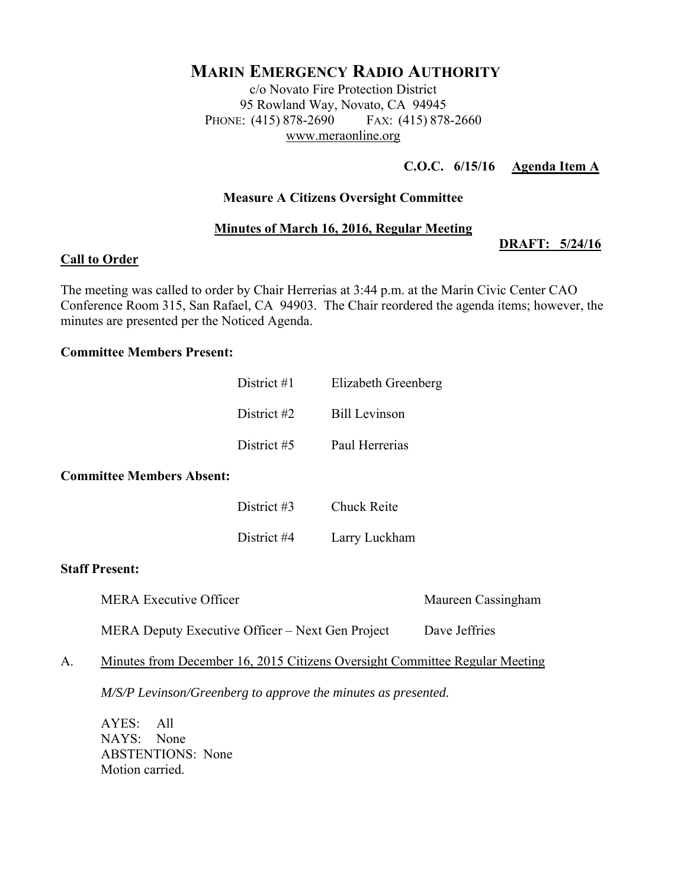# MARIN EMERGENCY RADIO AUTHORITY

c/o Novato Fire Protection District
95 Rowland Way, Novato, CA 94945
PHONE: (415) 878-2690 FAX: (415) 878-2660
www.meraonline.org

**C.O.C. 6/15/16 Agenda Item A**

**Measure A Citizens Oversight Committee**

**Minutes of March 16, 2016, Regular Meeting**

**DRAFT: 5/24/16**

## Call to Order

The meeting was called to order by Chair Herrerias at 3:44 p.m. at the Marin Civic Center CAO Conference Room 315, San Rafael, CA 94903. The Chair reordered the agenda items; however, the minutes are presented per the Noticed Agenda.

**Committee Members Present:**

| | |
|---|---|
| District #1 | Elizabeth Greenberg |
| District #2 | Bill Levinson |
| District #5 | Paul Herrerias |

**Committee Members Absent:**

| | |
|---|---|
| District #3 | Chuck Reite |
| District #4 | Larry Luckham |

**Staff Present:**

| | |
|---|---|
| MERA Executive Officer | Maureen Cassingham |
| MERA Deputy Executive Officer – Next Gen Project | Dave Jeffries |

A. Minutes from December 16, 2015 Citizens Oversight Committee Regular Meeting

*M/S/P Levinson/Greenberg to approve the minutes as presented.*

AYES: All
NAYS: None
ABSTENTIONS: None
Motion carried.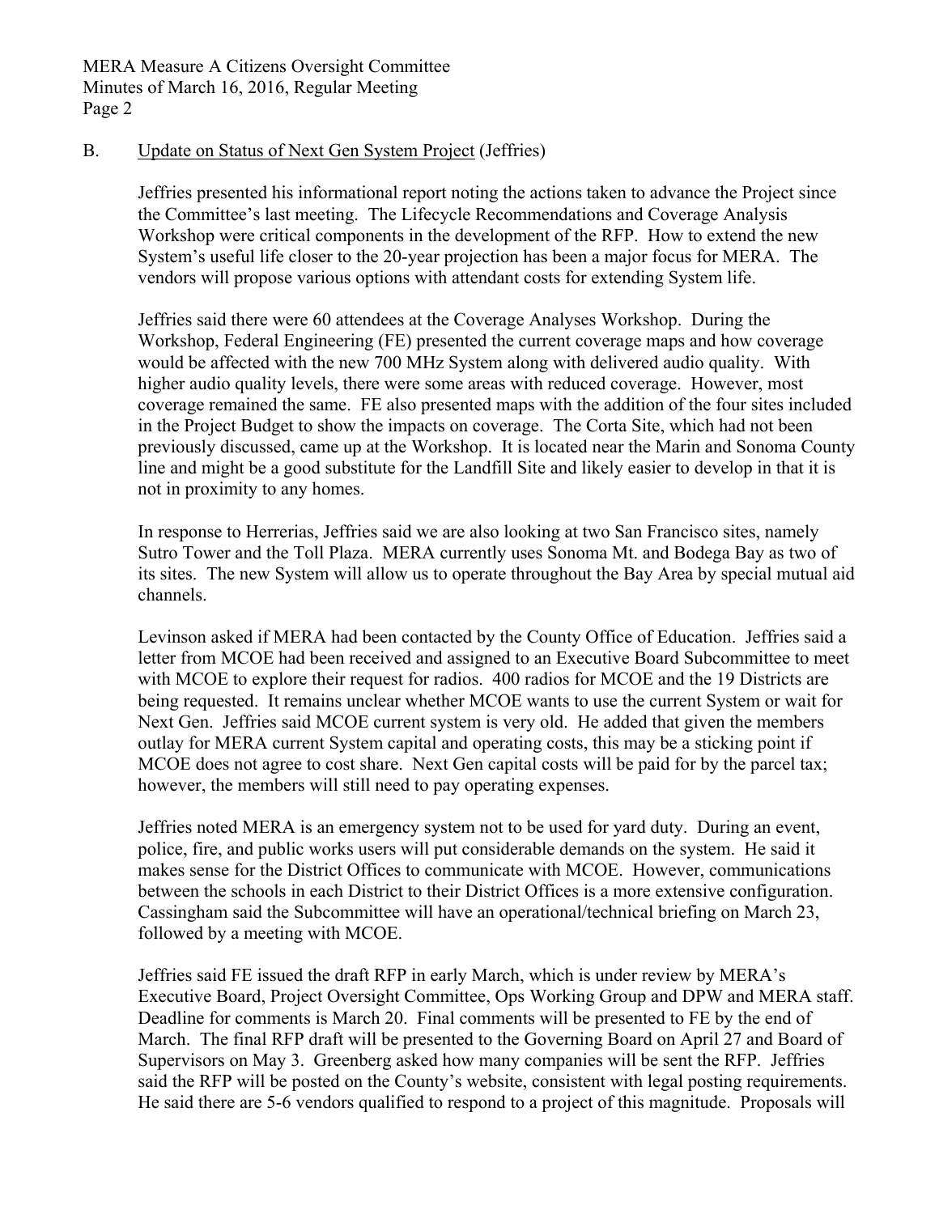B. Update on Status of Next Gen System Project (Jeffries)

Jeffries presented his informational report noting the actions taken to advance the Project since the Committee's last meeting. The Lifecycle Recommendations and Coverage Analysis Workshop were critical components in the development of the RFP. How to extend the new System's useful life closer to the 20-year projection has been a major focus for MERA. The vendors will propose various options with attendant costs for extending System life.

Jeffries said there were 60 attendees at the Coverage Analyses Workshop. During the Workshop, Federal Engineering (FE) presented the current coverage maps and how coverage would be affected with the new 700 MHz System along with delivered audio quality. With higher audio quality levels, there were some areas with reduced coverage. However, most coverage remained the same. FE also presented maps with the addition of the four sites included in the Project Budget to show the impacts on coverage. The Corta Site, which had not been previously discussed, came up at the Workshop. It is located near the Marin and Sonoma County line and might be a good substitute for the Landfill Site and likely easier to develop in that it is not in proximity to any homes.

In response to Herrerias, Jeffries said we are also looking at two San Francisco sites, namely Sutro Tower and the Toll Plaza. MERA currently uses Sonoma Mt. and Bodega Bay as two of its sites. The new System will allow us to operate throughout the Bay Area by special mutual aid channels.

Levinson asked if MERA had been contacted by the County Office of Education. Jeffries said a letter from MCOE had been received and assigned to an Executive Board Subcommittee to meet with MCOE to explore their request for radios. 400 radios for MCOE and the 19 Districts are being requested. It remains unclear whether MCOE wants to use the current System or wait for Next Gen. Jeffries said MCOE current system is very old. He added that given the members outlay for MERA current System capital and operating costs, this may be a sticking point if MCOE does not agree to cost share. Next Gen capital costs will be paid for by the parcel tax; however, the members will still need to pay operating expenses.

Jeffries noted MERA is an emergency system not to be used for yard duty. During an event, police, fire, and public works users will put considerable demands on the system. He said it makes sense for the District Offices to communicate with MCOE. However, communications between the schools in each District to their District Offices is a more extensive configuration. Cassingham said the Subcommittee will have an operational/technical briefing on March 23, followed by a meeting with MCOE.

Jeffries said FE issued the draft RFP in early March, which is under review by MERA's Executive Board, Project Oversight Committee, Ops Working Group and DPW and MERA staff. Deadline for comments is March 20. Final comments will be presented to FE by the end of March. The final RFP draft will be presented to the Governing Board on April 27 and Board of Supervisors on May 3. Greenberg asked how many companies will be sent the RFP. Jeffries said the RFP will be posted on the County's website, consistent with legal posting requirements. He said there are 5-6 vendors qualified to respond to a project of this magnitude. Proposals will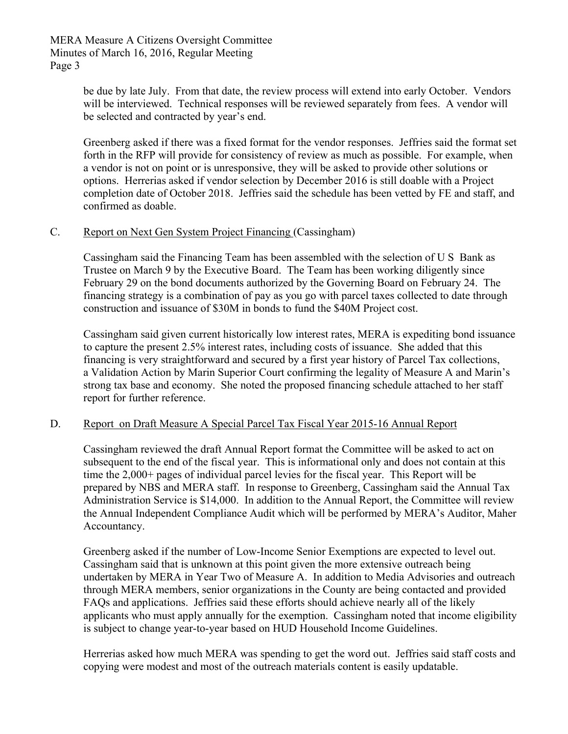be due by late July. From that date, the review process will extend into early October. Vendors will be interviewed. Technical responses will be reviewed separately from fees. A vendor will be selected and contracted by year's end.

Greenberg asked if there was a fixed format for the vendor responses. Jeffries said the format set forth in the RFP will provide for consistency of review as much as possible. For example, when a vendor is not on point or is unresponsive, they will be asked to provide other solutions or options. Herrerias asked if vendor selection by December 2016 is still doable with a Project completion date of October 2018. Jeffries said the schedule has been vetted by FE and staff, and confirmed as doable.

C. Report on Next Gen System Project Financing (Cassingham)

Cassingham said the Financing Team has been assembled with the selection of U S Bank as Trustee on March 9 by the Executive Board. The Team has been working diligently since February 29 on the bond documents authorized by the Governing Board on February 24. The financing strategy is a combination of pay as you go with parcel taxes collected to date through construction and issuance of $30M in bonds to fund the $40M Project cost.

Cassingham said given current historically low interest rates, MERA is expediting bond issuance to capture the present 2.5% interest rates, including costs of issuance. She added that this financing is very straightforward and secured by a first year history of Parcel Tax collections, a Validation Action by Marin Superior Court confirming the legality of Measure A and Marin's strong tax base and economy. She noted the proposed financing schedule attached to her staff report for further reference.

D. Report on Draft Measure A Special Parcel Tax Fiscal Year 2015-16 Annual Report

Cassingham reviewed the draft Annual Report format the Committee will be asked to act on subsequent to the end of the fiscal year. This is informational only and does not contain at this time the 2,000+ pages of individual parcel levies for the fiscal year. This Report will be prepared by NBS and MERA staff. In response to Greenberg, Cassingham said the Annual Tax Administration Service is $14,000. In addition to the Annual Report, the Committee will review the Annual Independent Compliance Audit which will be performed by MERA's Auditor, Maher Accountancy.

Greenberg asked if the number of Low-Income Senior Exemptions are expected to level out. Cassingham said that is unknown at this point given the more extensive outreach being undertaken by MERA in Year Two of Measure A. In addition to Media Advisories and outreach through MERA members, senior organizations in the County are being contacted and provided FAQs and applications. Jeffries said these efforts should achieve nearly all of the likely applicants who must apply annually for the exemption. Cassingham noted that income eligibility is subject to change year-to-year based on HUD Household Income Guidelines.

Herrerias asked how much MERA was spending to get the word out. Jeffries said staff costs and copying were modest and most of the outreach materials content is easily updatable.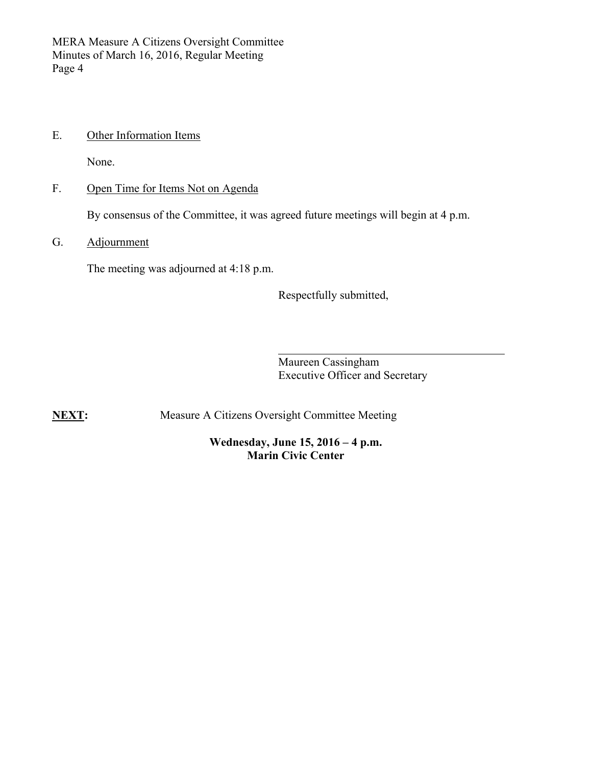E. Other Information Items

None.

F. Open Time for Items Not on Agenda

By consensus of the Committee, it was agreed future meetings will begin at 4 p.m.

G. Adjournment

The meeting was adjourned at 4:18 p.m.

Respectfully submitted,

Maureen Cassingham
Executive Officer and Secretary

**NEXT:** Measure A Citizens Oversight Committee Meeting

**Wednesday, June 15, 2016 – 4 p.m.**
**Marin Civic Center**